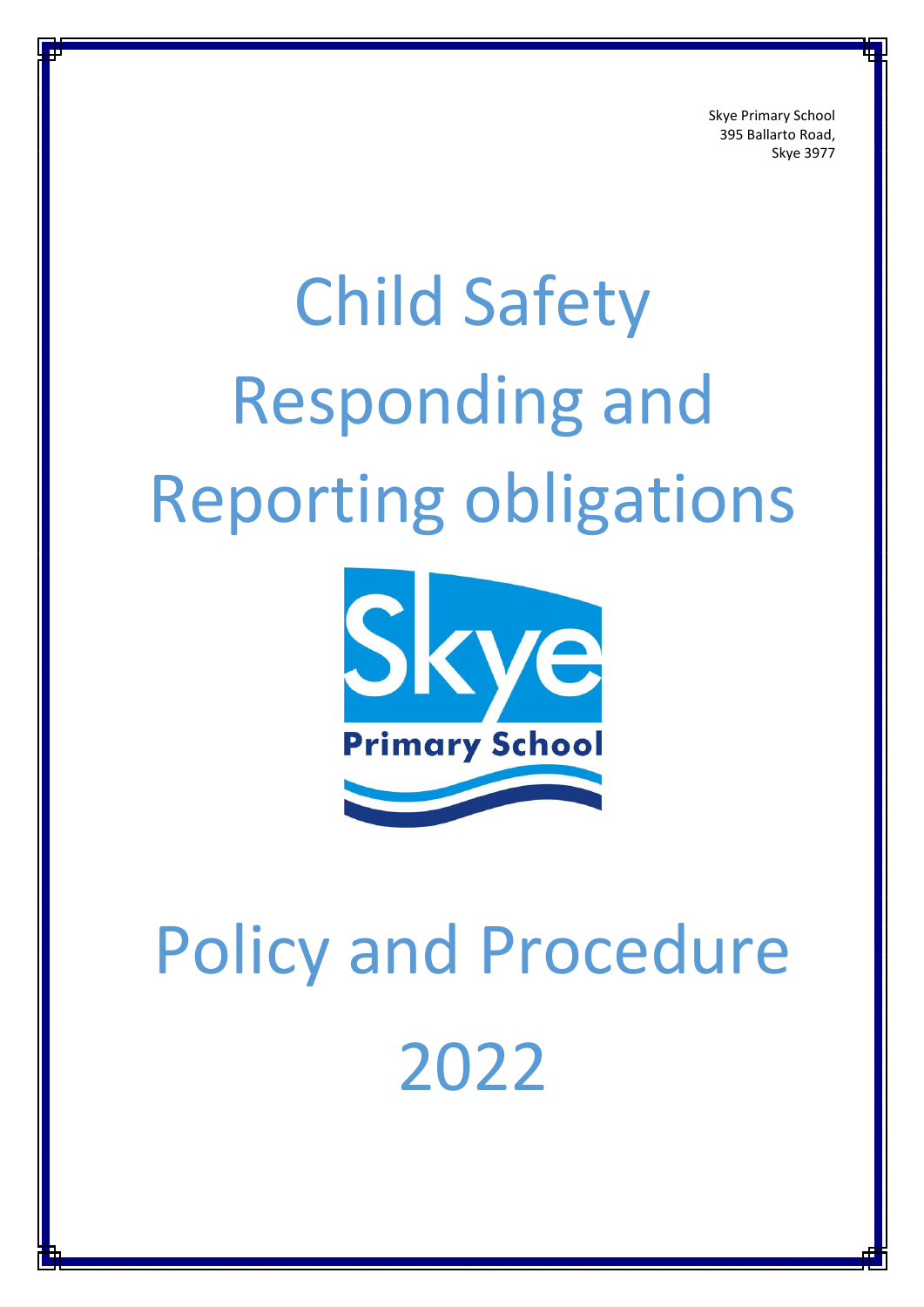Skye Primary School
395 Ballarto Road,
Skye 3977

# Child Safety Responding and Reporting obligations

Skye Primary School

# Policy and Procedure 2022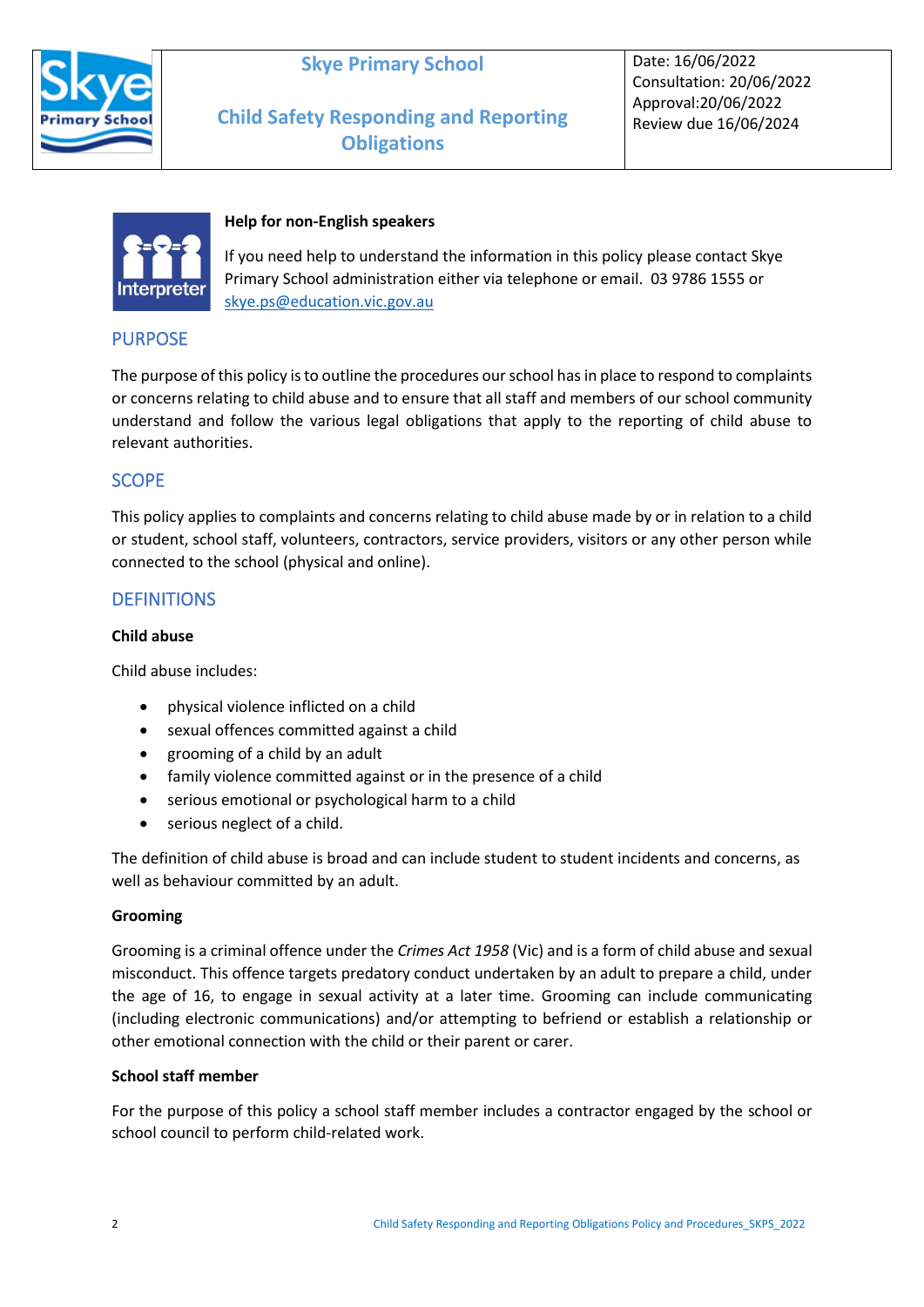| Skye Primary School | Child Safety Responding and Reporting Obligations | Date: 16/06/2022<br>Consultation: 20/06/2022<br>Approval:20/06/2022<br>Review due 16/06/2024 |
|---|---|---|

**Help for non-English speakers**

If you need help to understand the information in this policy please contact Skye Primary School administration either via telephone or email. 03 9786 1555 or skye.ps@education.vic.gov.au

## PURPOSE

The purpose of this policy is to outline the procedures our school has in place to respond to complaints or concerns relating to child abuse and to ensure that all staff and members of our school community understand and follow the various legal obligations that apply to the reporting of child abuse to relevant authorities.

## SCOPE

This policy applies to complaints and concerns relating to child abuse made by or in relation to a child or student, school staff, volunteers, contractors, service providers, visitors or any other person while connected to the school (physical and online).

## DEFINITIONS

**Child abuse**

Child abuse includes:

- physical violence inflicted on a child
- sexual offences committed against a child
- grooming of a child by an adult
- family violence committed against or in the presence of a child
- serious emotional or psychological harm to a child
- serious neglect of a child.

The definition of child abuse is broad and can include student to student incidents and concerns, as well as behaviour committed by an adult.

**Grooming**

Grooming is a criminal offence under the *Crimes Act 1958* (Vic) and is a form of child abuse and sexual misconduct. This offence targets predatory conduct undertaken by an adult to prepare a child, under the age of 16, to engage in sexual activity at a later time. Grooming can include communicating (including electronic communications) and/or attempting to befriend or establish a relationship or other emotional connection with the child or their parent or carer.

**School staff member**

For the purpose of this policy a school staff member includes a contractor engaged by the school or school council to perform child-related work.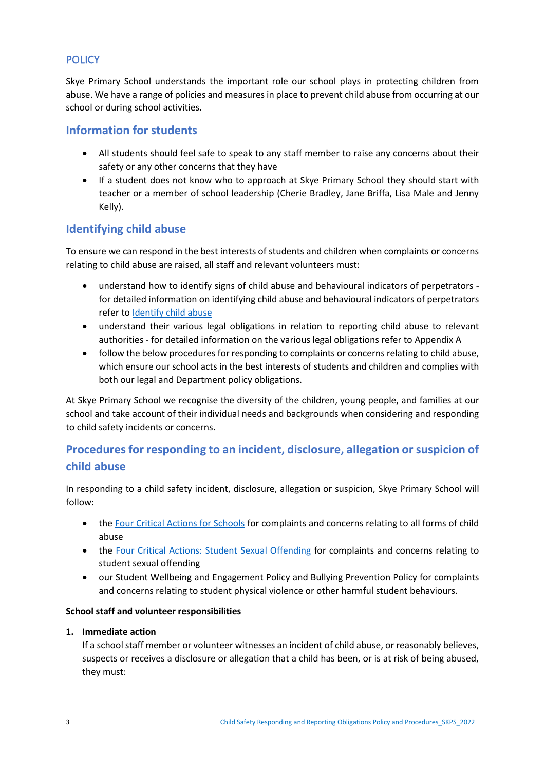## POLICY

Skye Primary School understands the important role our school plays in protecting children from abuse. We have a range of policies and measures in place to prevent child abuse from occurring at our school or during school activities.

## Information for students

- All students should feel safe to speak to any staff member to raise any concerns about their safety or any other concerns that they have
- If a student does not know who to approach at Skye Primary School they should start with teacher or a member of school leadership (Cherie Bradley, Jane Briffa, Lisa Male and Jenny Kelly).

## Identifying child abuse

To ensure we can respond in the best interests of students and children when complaints or concerns relating to child abuse are raised, all staff and relevant volunteers must:

- understand how to identify signs of child abuse and behavioural indicators of perpetrators - for detailed information on identifying child abuse and behavioural indicators of perpetrators refer to Identify child abuse
- understand their various legal obligations in relation to reporting child abuse to relevant authorities - for detailed information on the various legal obligations refer to Appendix A
- follow the below procedures for responding to complaints or concerns relating to child abuse, which ensure our school acts in the best interests of students and children and complies with both our legal and Department policy obligations.

At Skye Primary School we recognise the diversity of the children, young people, and families at our school and take account of their individual needs and backgrounds when considering and responding to child safety incidents or concerns.

## Procedures for responding to an incident, disclosure, allegation or suspicion of child abuse

In responding to a child safety incident, disclosure, allegation or suspicion, Skye Primary School will follow:

- the Four Critical Actions for Schools for complaints and concerns relating to all forms of child abuse
- the Four Critical Actions: Student Sexual Offending for complaints and concerns relating to student sexual offending
- our Student Wellbeing and Engagement Policy and Bullying Prevention Policy for complaints and concerns relating to student physical violence or other harmful student behaviours.

**School staff and volunteer responsibilities**

1. **Immediate action**
   If a school staff member or volunteer witnesses an incident of child abuse, or reasonably believes, suspects or receives a disclosure or allegation that a child has been, or is at risk of being abused, they must: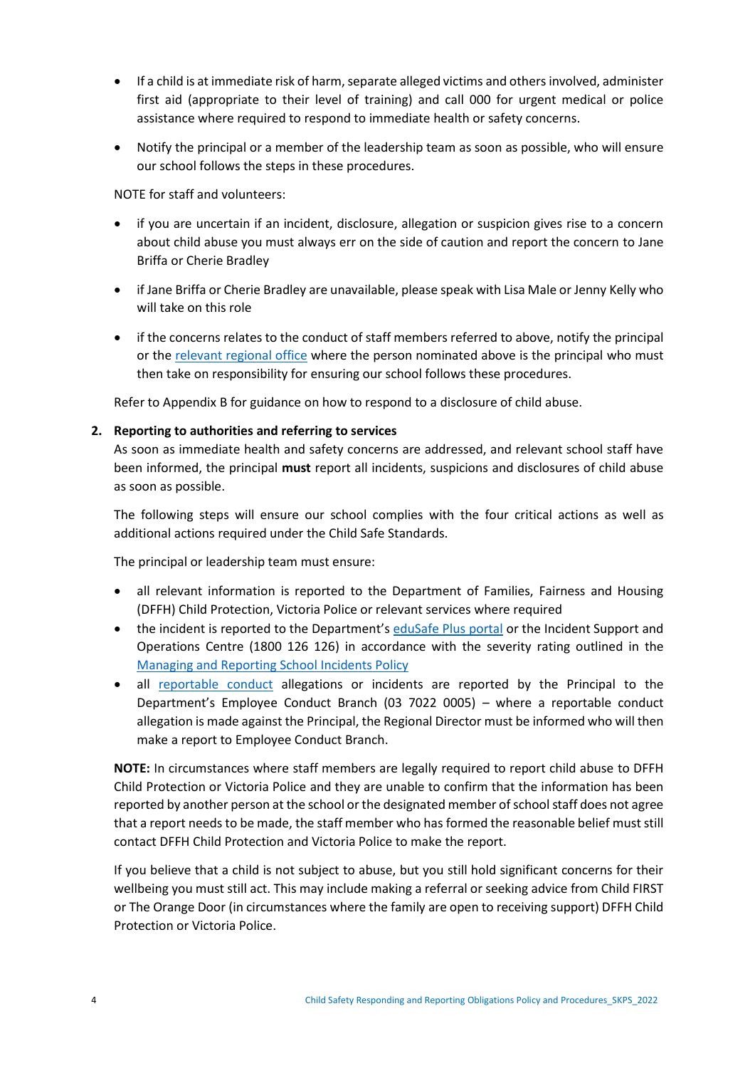- If a child is at immediate risk of harm, separate alleged victims and others involved, administer first aid (appropriate to their level of training) and call 000 for urgent medical or police assistance where required to respond to immediate health or safety concerns.
- Notify the principal or a member of the leadership team as soon as possible, who will ensure our school follows the steps in these procedures.

NOTE for staff and volunteers:

- if you are uncertain if an incident, disclosure, allegation or suspicion gives rise to a concern about child abuse you must always err on the side of caution and report the concern to Jane Briffa or Cherie Bradley
- if Jane Briffa or Cherie Bradley are unavailable, please speak with Lisa Male or Jenny Kelly who will take on this role
- if the concerns relates to the conduct of staff members referred to above, notify the principal or the relevant regional office where the person nominated above is the principal who must then take on responsibility for ensuring our school follows these procedures.

Refer to Appendix B for guidance on how to respond to a disclosure of child abuse.

2. **Reporting to authorities and referring to services**

   As soon as immediate health and safety concerns are addressed, and relevant school staff have been informed, the principal **must** report all incidents, suspicions and disclosures of child abuse as soon as possible.

   The following steps will ensure our school complies with the four critical actions as well as additional actions required under the Child Safe Standards.

   The principal or leadership team must ensure:

   - all relevant information is reported to the Department of Families, Fairness and Housing (DFFH) Child Protection, Victoria Police or relevant services where required
   - the incident is reported to the Department's eduSafe Plus portal or the Incident Support and Operations Centre (1800 126 126) in accordance with the severity rating outlined in the Managing and Reporting School Incidents Policy
   - all reportable conduct allegations or incidents are reported by the Principal to the Department's Employee Conduct Branch (03 7022 0005) – where a reportable conduct allegation is made against the Principal, the Regional Director must be informed who will then make a report to Employee Conduct Branch.

   **NOTE:** In circumstances where staff members are legally required to report child abuse to DFFH Child Protection or Victoria Police and they are unable to confirm that the information has been reported by another person at the school or the designated member of school staff does not agree that a report needs to be made, the staff member who has formed the reasonable belief must still contact DFFH Child Protection and Victoria Police to make the report.

   If you believe that a child is not subject to abuse, but you still hold significant concerns for their wellbeing you must still act. This may include making a referral or seeking advice from Child FIRST or The Orange Door (in circumstances where the family are open to receiving support) DFFH Child Protection or Victoria Police.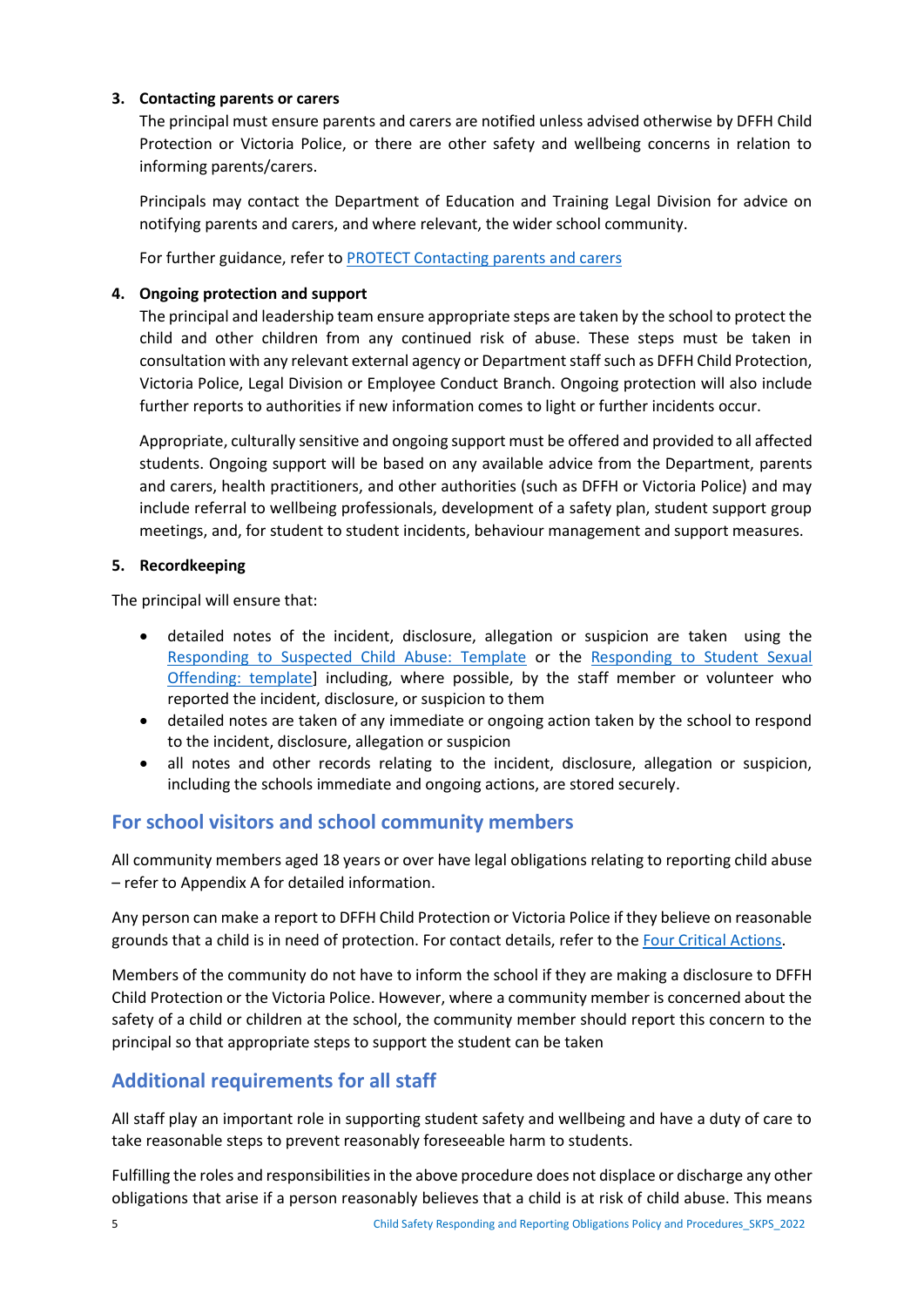**3. Contacting parents or carers**

The principal must ensure parents and carers are notified unless advised otherwise by DFFH Child Protection or Victoria Police, or there are other safety and wellbeing concerns in relation to informing parents/carers.

Principals may contact the Department of Education and Training Legal Division for advice on notifying parents and carers, and where relevant, the wider school community.

For further guidance, refer to PROTECT Contacting parents and carers

**4. Ongoing protection and support**

The principal and leadership team ensure appropriate steps are taken by the school to protect the child and other children from any continued risk of abuse. These steps must be taken in consultation with any relevant external agency or Department staff such as DFFH Child Protection, Victoria Police, Legal Division or Employee Conduct Branch. Ongoing protection will also include further reports to authorities if new information comes to light or further incidents occur.

Appropriate, culturally sensitive and ongoing support must be offered and provided to all affected students. Ongoing support will be based on any available advice from the Department, parents and carers, health practitioners, and other authorities (such as DFFH or Victoria Police) and may include referral to wellbeing professionals, development of a safety plan, student support group meetings, and, for student to student incidents, behaviour management and support measures.

**5. Recordkeeping**

The principal will ensure that:

- detailed notes of the incident, disclosure, allegation or suspicion are taken using the Responding to Suspected Child Abuse: Template or the Responding to Student Sexual Offending: template] including, where possible, by the staff member or volunteer who reported the incident, disclosure, or suspicion to them
- detailed notes are taken of any immediate or ongoing action taken by the school to respond to the incident, disclosure, allegation or suspicion
- all notes and other records relating to the incident, disclosure, allegation or suspicion, including the schools immediate and ongoing actions, are stored securely.

## For school visitors and school community members

All community members aged 18 years or over have legal obligations relating to reporting child abuse – refer to Appendix A for detailed information.

Any person can make a report to DFFH Child Protection or Victoria Police if they believe on reasonable grounds that a child is in need of protection. For contact details, refer to the Four Critical Actions.

Members of the community do not have to inform the school if they are making a disclosure to DFFH Child Protection or the Victoria Police. However, where a community member is concerned about the safety of a child or children at the school, the community member should report this concern to the principal so that appropriate steps to support the student can be taken

## Additional requirements for all staff

All staff play an important role in supporting student safety and wellbeing and have a duty of care to take reasonable steps to prevent reasonably foreseeable harm to students.

Fulfilling the roles and responsibilities in the above procedure does not displace or discharge any other obligations that arise if a person reasonably believes that a child is at risk of child abuse. This means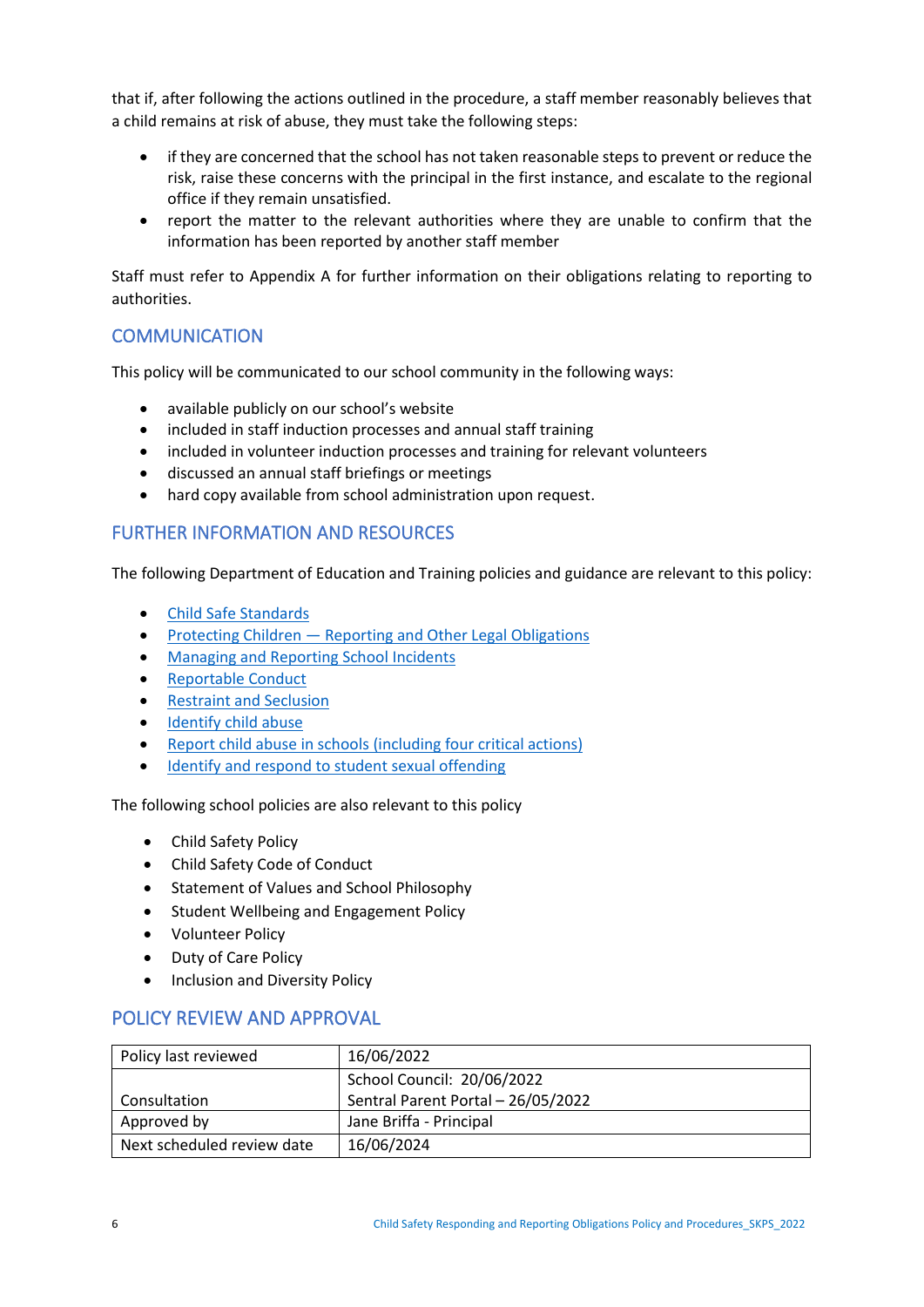that if, after following the actions outlined in the procedure, a staff member reasonably believes that a child remains at risk of abuse, they must take the following steps:

- if they are concerned that the school has not taken reasonable steps to prevent or reduce the risk, raise these concerns with the principal in the first instance, and escalate to the regional office if they remain unsatisfied.
- report the matter to the relevant authorities where they are unable to confirm that the information has been reported by another staff member

Staff must refer to Appendix A for further information on their obligations relating to reporting to authorities.

## COMMUNICATION

This policy will be communicated to our school community in the following ways:

- available publicly on our school's website
- included in staff induction processes and annual staff training
- included in volunteer induction processes and training for relevant volunteers
- discussed an annual staff briefings or meetings
- hard copy available from school administration upon request.

## FURTHER INFORMATION AND RESOURCES

The following Department of Education and Training policies and guidance are relevant to this policy:

- Child Safe Standards
- Protecting Children — Reporting and Other Legal Obligations
- Managing and Reporting School Incidents
- Reportable Conduct
- Restraint and Seclusion
- Identify child abuse
- Report child abuse in schools (including four critical actions)
- Identify and respond to student sexual offending

The following school policies are also relevant to this policy

- Child Safety Policy
- Child Safety Code of Conduct
- Statement of Values and School Philosophy
- Student Wellbeing and Engagement Policy
- Volunteer Policy
- Duty of Care Policy
- Inclusion and Diversity Policy

## POLICY REVIEW AND APPROVAL

| Policy last reviewed | 16/06/2022 |
|---|---|
| Consultation | School Council: 20/06/2022<br>Sentral Parent Portal – 26/05/2022 |
| Approved by | Jane Briffa - Principal |
| Next scheduled review date | 16/06/2024 |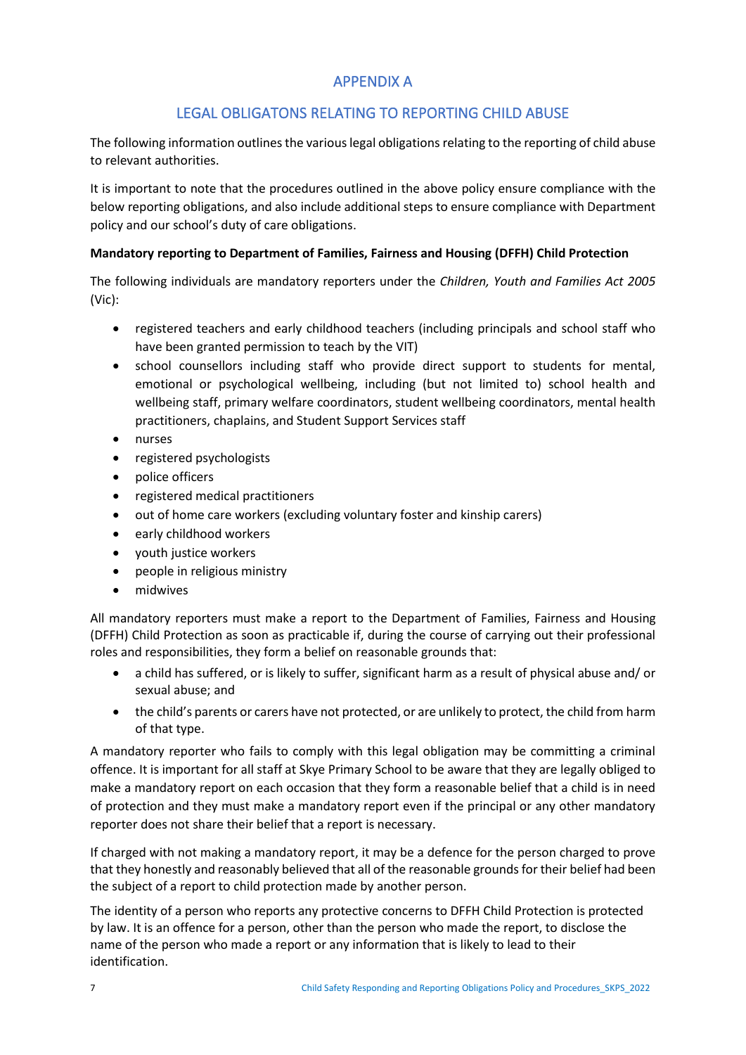# APPENDIX A

## LEGAL OBLIGATONS RELATING TO REPORTING CHILD ABUSE

The following information outlines the various legal obligations relating to the reporting of child abuse to relevant authorities.

It is important to note that the procedures outlined in the above policy ensure compliance with the below reporting obligations, and also include additional steps to ensure compliance with Department policy and our school's duty of care obligations.

**Mandatory reporting to Department of Families, Fairness and Housing (DFFH) Child Protection**

The following individuals are mandatory reporters under the *Children, Youth and Families Act 2005* (Vic):

- registered teachers and early childhood teachers (including principals and school staff who have been granted permission to teach by the VIT)
- school counsellors including staff who provide direct support to students for mental, emotional or psychological wellbeing, including (but not limited to) school health and wellbeing staff, primary welfare coordinators, student wellbeing coordinators, mental health practitioners, chaplains, and Student Support Services staff
- nurses
- registered psychologists
- police officers
- registered medical practitioners
- out of home care workers (excluding voluntary foster and kinship carers)
- early childhood workers
- youth justice workers
- people in religious ministry
- midwives

All mandatory reporters must make a report to the Department of Families, Fairness and Housing (DFFH) Child Protection as soon as practicable if, during the course of carrying out their professional roles and responsibilities, they form a belief on reasonable grounds that:

- a child has suffered, or is likely to suffer, significant harm as a result of physical abuse and/ or sexual abuse; and
- the child's parents or carers have not protected, or are unlikely to protect, the child from harm of that type.

A mandatory reporter who fails to comply with this legal obligation may be committing a criminal offence. It is important for all staff at Skye Primary School to be aware that they are legally obliged to make a mandatory report on each occasion that they form a reasonable belief that a child is in need of protection and they must make a mandatory report even if the principal or any other mandatory reporter does not share their belief that a report is necessary.

If charged with not making a mandatory report, it may be a defence for the person charged to prove that they honestly and reasonably believed that all of the reasonable grounds for their belief had been the subject of a report to child protection made by another person.

The identity of a person who reports any protective concerns to DFFH Child Protection is protected by law. It is an offence for a person, other than the person who made the report, to disclose the name of the person who made a report or any information that is likely to lead to their identification.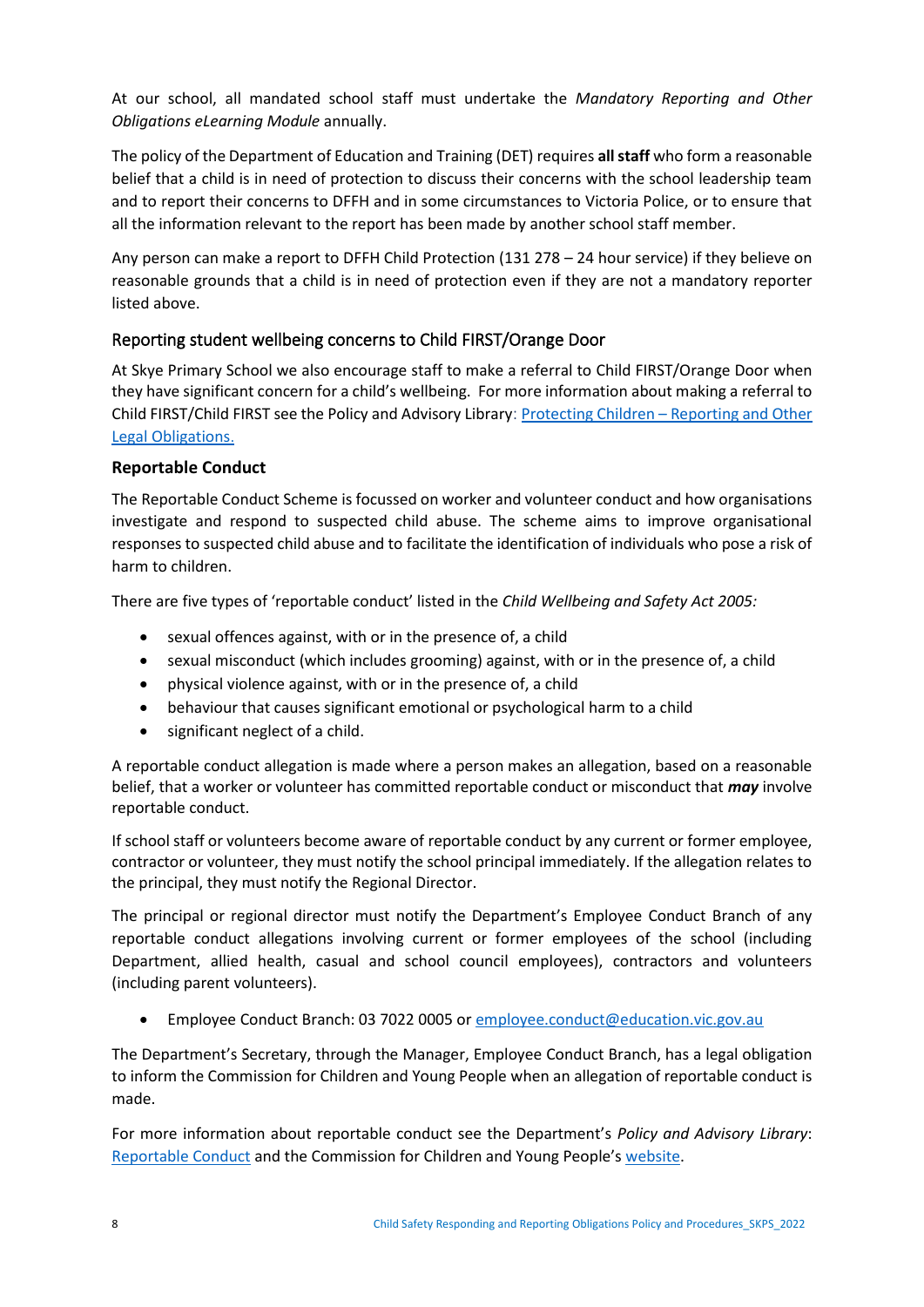At our school, all mandated school staff must undertake the *Mandatory Reporting and Other Obligations eLearning Module* annually.

The policy of the Department of Education and Training (DET) requires **all staff** who form a reasonable belief that a child is in need of protection to discuss their concerns with the school leadership team and to report their concerns to DFFH and in some circumstances to Victoria Police, or to ensure that all the information relevant to the report has been made by another school staff member.

Any person can make a report to DFFH Child Protection (131 278 – 24 hour service) if they believe on reasonable grounds that a child is in need of protection even if they are not a mandatory reporter listed above.

## Reporting student wellbeing concerns to Child FIRST/Orange Door

At Skye Primary School we also encourage staff to make a referral to Child FIRST/Orange Door when they have significant concern for a child's wellbeing. For more information about making a referral to Child FIRST/Child FIRST see the Policy and Advisory Library: [Protecting Children – Reporting and Other Legal Obligations.]()

### Reportable Conduct

The Reportable Conduct Scheme is focussed on worker and volunteer conduct and how organisations investigate and respond to suspected child abuse. The scheme aims to improve organisational responses to suspected child abuse and to facilitate the identification of individuals who pose a risk of harm to children.

There are five types of 'reportable conduct' listed in the *Child Wellbeing and Safety Act 2005:*

- sexual offences against, with or in the presence of, a child
- sexual misconduct (which includes grooming) against, with or in the presence of, a child
- physical violence against, with or in the presence of, a child
- behaviour that causes significant emotional or psychological harm to a child
- significant neglect of a child.

A reportable conduct allegation is made where a person makes an allegation, based on a reasonable belief, that a worker or volunteer has committed reportable conduct or misconduct that ***may*** involve reportable conduct.

If school staff or volunteers become aware of reportable conduct by any current or former employee, contractor or volunteer, they must notify the school principal immediately. If the allegation relates to the principal, they must notify the Regional Director.

The principal or regional director must notify the Department's Employee Conduct Branch of any reportable conduct allegations involving current or former employees of the school (including Department, allied health, casual and school council employees), contractors and volunteers (including parent volunteers).

- Employee Conduct Branch: 03 7022 0005 or [employee.conduct@education.vic.gov.au](mailto:employee.conduct@education.vic.gov.au)

The Department's Secretary, through the Manager, Employee Conduct Branch, has a legal obligation to inform the Commission for Children and Young People when an allegation of reportable conduct is made.

For more information about reportable conduct see the Department's *Policy and Advisory Library*: [Reportable Conduct]() and the Commission for Children and Young People's [website]().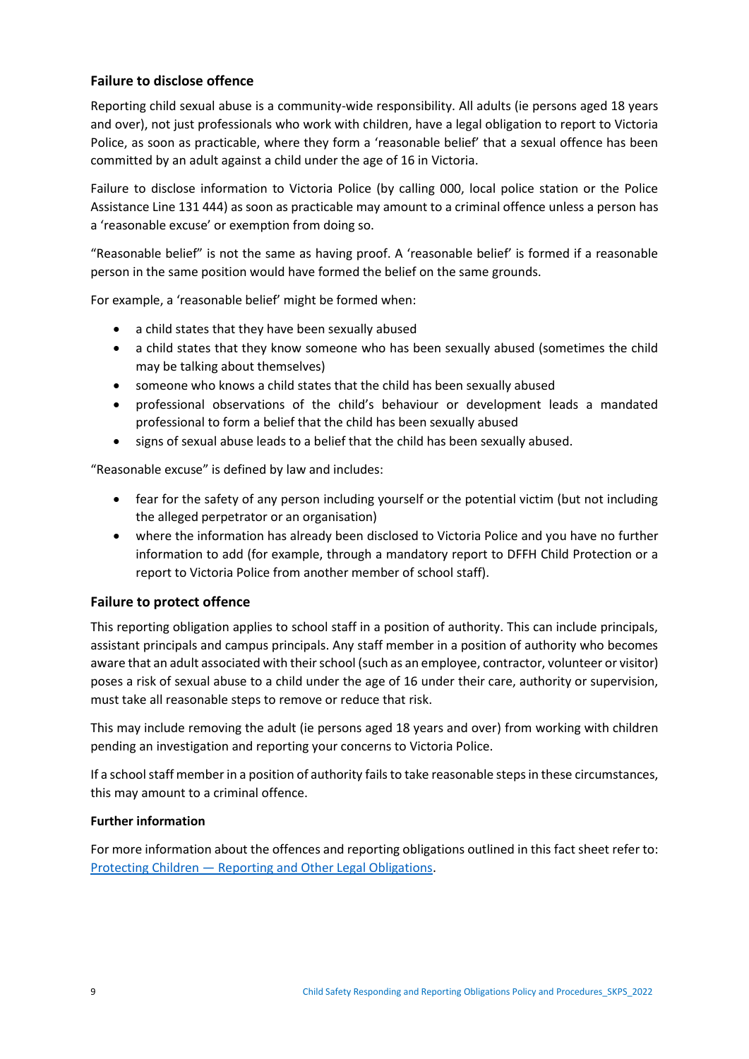### Failure to disclose offence

Reporting child sexual abuse is a community-wide responsibility. All adults (ie persons aged 18 years and over), not just professionals who work with children, have a legal obligation to report to Victoria Police, as soon as practicable, where they form a 'reasonable belief' that a sexual offence has been committed by an adult against a child under the age of 16 in Victoria.

Failure to disclose information to Victoria Police (by calling 000, local police station or the Police Assistance Line 131 444) as soon as practicable may amount to a criminal offence unless a person has a 'reasonable excuse' or exemption from doing so.

"Reasonable belief" is not the same as having proof. A 'reasonable belief' is formed if a reasonable person in the same position would have formed the belief on the same grounds.

For example, a 'reasonable belief' might be formed when:

- a child states that they have been sexually abused
- a child states that they know someone who has been sexually abused (sometimes the child may be talking about themselves)
- someone who knows a child states that the child has been sexually abused
- professional observations of the child's behaviour or development leads a mandated professional to form a belief that the child has been sexually abused
- signs of sexual abuse leads to a belief that the child has been sexually abused.

"Reasonable excuse" is defined by law and includes:

- fear for the safety of any person including yourself or the potential victim (but not including the alleged perpetrator or an organisation)
- where the information has already been disclosed to Victoria Police and you have no further information to add (for example, through a mandatory report to DFFH Child Protection or a report to Victoria Police from another member of school staff).

### Failure to protect offence

This reporting obligation applies to school staff in a position of authority. This can include principals, assistant principals and campus principals. Any staff member in a position of authority who becomes aware that an adult associated with their school (such as an employee, contractor, volunteer or visitor) poses a risk of sexual abuse to a child under the age of 16 under their care, authority or supervision, must take all reasonable steps to remove or reduce that risk.

This may include removing the adult (ie persons aged 18 years and over) from working with children pending an investigation and reporting your concerns to Victoria Police.

If a school staff member in a position of authority fails to take reasonable steps in these circumstances, this may amount to a criminal offence.

#### Further information

For more information about the offences and reporting obligations outlined in this fact sheet refer to: Protecting Children — Reporting and Other Legal Obligations.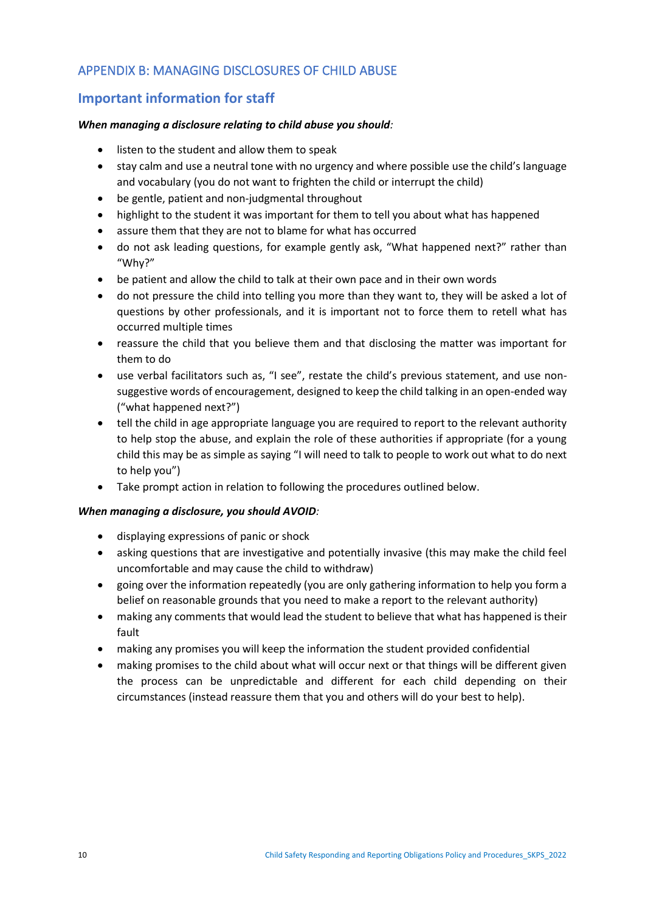## APPENDIX B: MANAGING DISCLOSURES OF CHILD ABUSE

### Important information for staff

***When managing a disclosure relating to child abuse you should:***

- listen to the student and allow them to speak
- stay calm and use a neutral tone with no urgency and where possible use the child's language and vocabulary (you do not want to frighten the child or interrupt the child)
- be gentle, patient and non-judgmental throughout
- highlight to the student it was important for them to tell you about what has happened
- assure them that they are not to blame for what has occurred
- do not ask leading questions, for example gently ask, "What happened next?" rather than "Why?"
- be patient and allow the child to talk at their own pace and in their own words
- do not pressure the child into telling you more than they want to, they will be asked a lot of questions by other professionals, and it is important not to force them to retell what has occurred multiple times
- reassure the child that you believe them and that disclosing the matter was important for them to do
- use verbal facilitators such as, "I see", restate the child's previous statement, and use non-suggestive words of encouragement, designed to keep the child talking in an open-ended way ("what happened next?")
- tell the child in age appropriate language you are required to report to the relevant authority to help stop the abuse, and explain the role of these authorities if appropriate (for a young child this may be as simple as saying "I will need to talk to people to work out what to do next to help you")
- Take prompt action in relation to following the procedures outlined below.

***When managing a disclosure, you should AVOID:***

- displaying expressions of panic or shock
- asking questions that are investigative and potentially invasive (this may make the child feel uncomfortable and may cause the child to withdraw)
- going over the information repeatedly (you are only gathering information to help you form a belief on reasonable grounds that you need to make a report to the relevant authority)
- making any comments that would lead the student to believe that what has happened is their fault
- making any promises you will keep the information the student provided confidential
- making promises to the child about what will occur next or that things will be different given the process can be unpredictable and different for each child depending on their circumstances (instead reassure them that you and others will do your best to help).